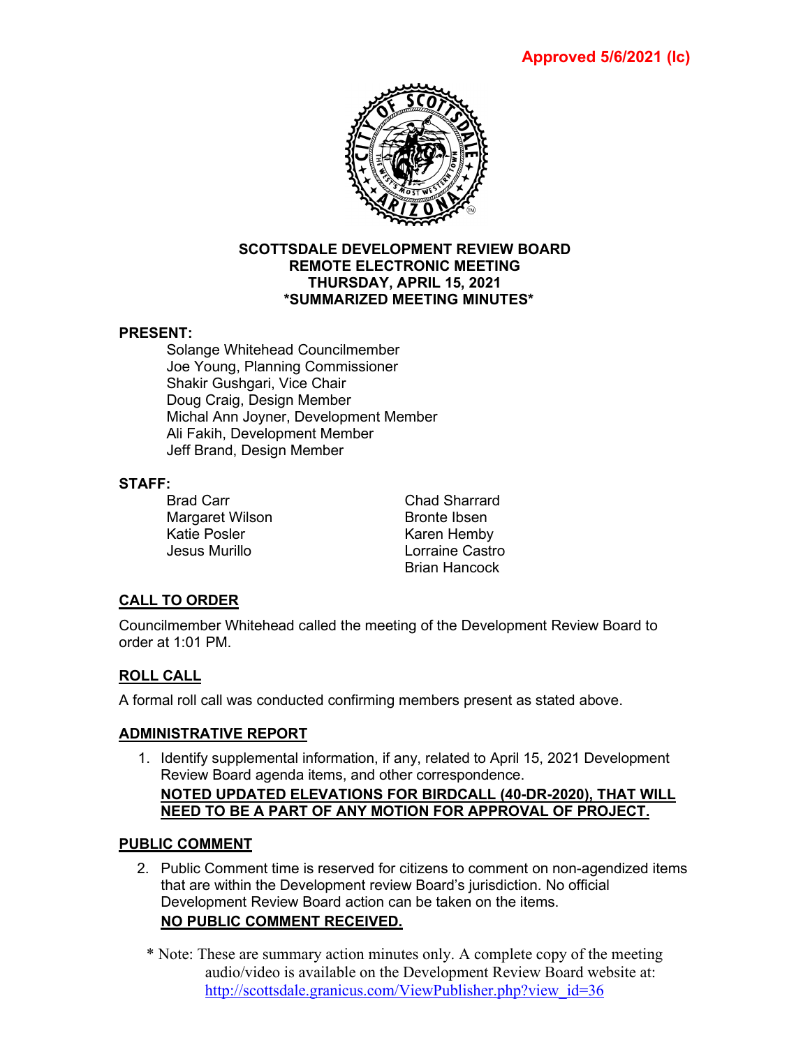**Approved 5/6/2021 (lc)**

**SCOTTSDALE DEVELOPMENT REVIEW BOARD**
**REMOTE ELECTRONIC MEETING**
**THURSDAY, APRIL 15, 2021**
***SUMMARIZED MEETING MINUTES***

**PRESENT:**

Solange Whitehead Councilmember
Joe Young, Planning Commissioner
Shakir Gushgari, Vice Chair
Doug Craig, Design Member
Michal Ann Joyner, Development Member
Ali Fakih, Development Member
Jeff Brand, Design Member

**STAFF:**

Brad Carr
Margaret Wilson
Katie Posler
Jesus Murillo
Chad Sharrard
Bronte Ibsen
Karen Hemby
Lorraine Castro
Brian Hancock

**CALL TO ORDER**

Councilmember Whitehead called the meeting of the Development Review Board to order at 1:01 PM.

**ROLL CALL**

A formal roll call was conducted confirming members present as stated above.

**ADMINISTRATIVE REPORT**

1. Identify supplemental information, if any, related to April 15, 2021 Development Review Board agenda items, and other correspondence.
   **NOTED UPDATED ELEVATIONS FOR BIRDCALL (40-DR-2020), THAT WILL NEED TO BE A PART OF ANY MOTION FOR APPROVAL OF PROJECT.**

**PUBLIC COMMENT**

2. Public Comment time is reserved for citizens to comment on non-agendized items that are within the Development review Board's jurisdiction. No official Development Review Board action can be taken on the items.
   **NO PUBLIC COMMENT RECEIVED.**

\* Note: These are summary action minutes only. A complete copy of the meeting audio/video is available on the Development Review Board website at: http://scottsdale.granicus.com/ViewPublisher.php?view_id=36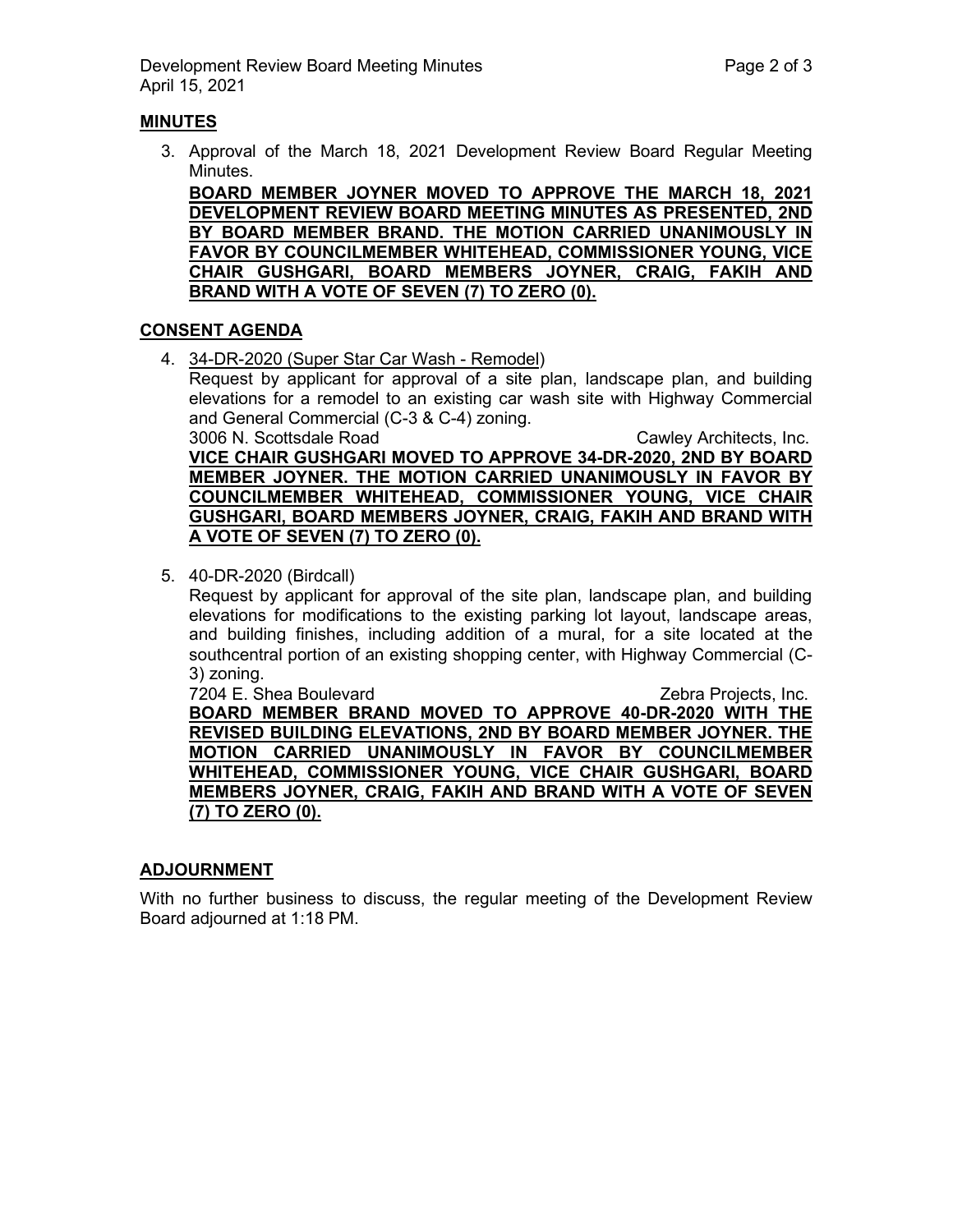## MINUTES

3. Approval of the March 18, 2021 Development Review Board Regular Meeting Minutes.

   **BOARD MEMBER JOYNER MOVED TO APPROVE THE MARCH 18, 2021 DEVELOPMENT REVIEW BOARD MEETING MINUTES AS PRESENTED, 2ND BY BOARD MEMBER BRAND. THE MOTION CARRIED UNANIMOUSLY IN FAVOR BY COUNCILMEMBER WHITEHEAD, COMMISSIONER YOUNG, VICE CHAIR GUSHGARI, BOARD MEMBERS JOYNER, CRAIG, FAKIH AND BRAND WITH A VOTE OF SEVEN (7) TO ZERO (0).**

## CONSENT AGENDA

4. 34-DR-2020 (Super Star Car Wash - Remodel)

   Request by applicant for approval of a site plan, landscape plan, and building elevations for a remodel to an existing car wash site with Highway Commercial and General Commercial (C-3 & C-4) zoning.

   3006 N. Scottsdale Road — Cawley Architects, Inc.

   **VICE CHAIR GUSHGARI MOVED TO APPROVE 34-DR-2020, 2ND BY BOARD MEMBER JOYNER. THE MOTION CARRIED UNANIMOUSLY IN FAVOR BY COUNCILMEMBER WHITEHEAD, COMMISSIONER YOUNG, VICE CHAIR GUSHGARI, BOARD MEMBERS JOYNER, CRAIG, FAKIH AND BRAND WITH A VOTE OF SEVEN (7) TO ZERO (0).**

5. 40-DR-2020 (Birdcall)

   Request by applicant for approval of the site plan, landscape plan, and building elevations for modifications to the existing parking lot layout, landscape areas, and building finishes, including addition of a mural, for a site located at the southcentral portion of an existing shopping center, with Highway Commercial (C-3) zoning.

   7204 E. Shea Boulevard — Zebra Projects, Inc.

   **BOARD MEMBER BRAND MOVED TO APPROVE 40-DR-2020 WITH THE REVISED BUILDING ELEVATIONS, 2ND BY BOARD MEMBER JOYNER. THE MOTION CARRIED UNANIMOUSLY IN FAVOR BY COUNCILMEMBER WHITEHEAD, COMMISSIONER YOUNG, VICE CHAIR GUSHGARI, BOARD MEMBERS JOYNER, CRAIG, FAKIH AND BRAND WITH A VOTE OF SEVEN (7) TO ZERO (0).**

## ADJOURNMENT

With no further business to discuss, the regular meeting of the Development Review Board adjourned at 1:18 PM.